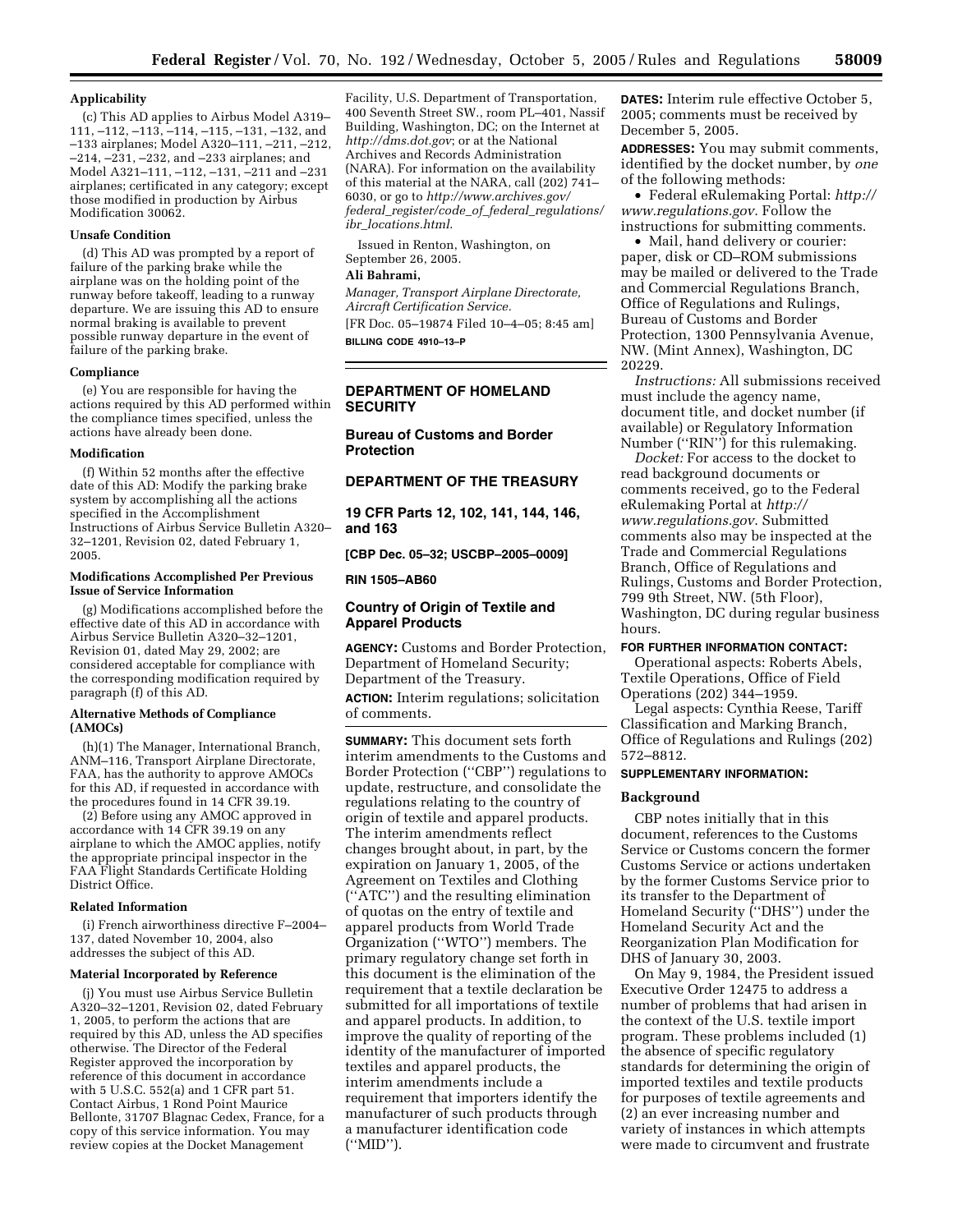#### Applicability

(c) This AD applies to Airbus Model A319–111, –112, –113, –114, –115, –131, –132, and –133 airplanes; Model A320–111, –211, –212, –214, –231, –232, and –233 airplanes; and Model A321–111, –112, –131, –211 and –231 airplanes; certificated in any category; except those modified in production by Airbus Modification 30062.

#### Unsafe Condition

(d) This AD was prompted by a report of failure of the parking brake while the airplane was on the holding point of the runway before takeoff, leading to a runway departure. We are issuing this AD to ensure normal braking is available to prevent possible runway departure in the event of failure of the parking brake.

#### Compliance

(e) You are responsible for having the actions required by this AD performed within the compliance times specified, unless the actions have already been done.

#### Modification

(f) Within 52 months after the effective date of this AD: Modify the parking brake system by accomplishing all the actions specified in the Accomplishment Instructions of Airbus Service Bulletin A320–32–1201, Revision 02, dated February 1, 2005.

#### Modifications Accomplished Per Previous Issue of Service Information

(g) Modifications accomplished before the effective date of this AD in accordance with Airbus Service Bulletin A320–32–1201, Revision 01, dated May 29, 2002; are considered acceptable for compliance with the corresponding modification required by paragraph (f) of this AD.

#### Alternative Methods of Compliance (AMOCs)

(h)(1) The Manager, International Branch, ANM–116, Transport Airplane Directorate, FAA, has the authority to approve AMOCs for this AD, if requested in accordance with the procedures found in 14 CFR 39.19.

(2) Before using any AMOC approved in accordance with 14 CFR 39.19 on any airplane to which the AMOC applies, notify the appropriate principal inspector in the FAA Flight Standards Certificate Holding District Office.

#### Related Information

(i) French airworthiness directive F–2004–137, dated November 10, 2004, also addresses the subject of this AD.

#### Material Incorporated by Reference

(j) You must use Airbus Service Bulletin A320–32–1201, Revision 02, dated February 1, 2005, to perform the actions that are required by this AD, unless the AD specifies otherwise. The Director of the Federal Register approved the incorporation by reference of this document in accordance with 5 U.S.C. 552(a) and 1 CFR part 51. Contact Airbus, 1 Rond Point Maurice Bellonte, 31707 Blagnac Cedex, France, for a copy of this service information. You may review copies at the Docket Management Facility, U.S. Department of Transportation, 400 Seventh Street SW., room PL–401, Nassif Building, Washington, DC; on the Internet at *http://dms.dot.gov*; or at the National Archives and Records Administration (NARA). For information on the availability of this material at the NARA, call (202) 741–6030, or go to *http://www.archives.gov/federal_register/code_of_federal_regulations/ibr_locations.html*.

Issued in Renton, Washington, on September 26, 2005.

**Ali Bahrami,**

*Manager, Transport Airplane Directorate, Aircraft Certification Service.*

[FR Doc. 05–19874 Filed 10–4–05; 8:45 am]

**BILLING CODE 4910–13–P**

## DEPARTMENT OF HOMELAND SECURITY

## Bureau of Customs and Border Protection

## DEPARTMENT OF THE TREASURY

## 19 CFR Parts 12, 102, 141, 144, 146, and 163

**[CBP Dec. 05–32; USCBP–2005–0009]**

**RIN 1505–AB60**

## Country of Origin of Textile and Apparel Products

**AGENCY:** Customs and Border Protection, Department of Homeland Security; Department of the Treasury.

**ACTION:** Interim regulations; solicitation of comments.

**SUMMARY:** This document sets forth interim amendments to the Customs and Border Protection (''CBP'') regulations to update, restructure, and consolidate the regulations relating to the country of origin of textile and apparel products. The interim amendments reflect changes brought about, in part, by the expiration on January 1, 2005, of the Agreement on Textiles and Clothing (''ATC'') and the resulting elimination of quotas on the entry of textile and apparel products from World Trade Organization (''WTO'') members. The primary regulatory change set forth in this document is the elimination of the requirement that a textile declaration be submitted for all importations of textile and apparel products. In addition, to improve the quality of reporting of the identity of the manufacturer of imported textiles and apparel products, the interim amendments include a requirement that importers identify the manufacturer of such products through a manufacturer identification code (''MID'').

**DATES:** Interim rule effective October 5, 2005; comments must be received by December 5, 2005.

**ADDRESSES:** You may submit comments, identified by the docket number, by *one* of the following methods:

- Federal eRulemaking Portal: *http://www.regulations.gov*. Follow the instructions for submitting comments.
- Mail, hand delivery or courier: paper, disk or CD–ROM submissions may be mailed or delivered to the Trade and Commercial Regulations Branch, Office of Regulations and Rulings, Bureau of Customs and Border Protection, 1300 Pennsylvania Avenue, NW. (Mint Annex), Washington, DC 20229.

*Instructions:* All submissions received must include the agency name, document title, and docket number (if available) or Regulatory Information Number (''RIN'') for this rulemaking.

*Docket:* For access to the docket to read background documents or comments received, go to the Federal eRulemaking Portal at *http://www.regulations.gov*. Submitted comments also may be inspected at the Trade and Commercial Regulations Branch, Office of Regulations and Rulings, Customs and Border Protection, 799 9th Street, NW. (5th Floor), Washington, DC during regular business hours.

**FOR FURTHER INFORMATION CONTACT:**

Operational aspects: Roberts Abels, Textile Operations, Office of Field Operations (202) 344–1959.

Legal aspects: Cynthia Reese, Tariff Classification and Marking Branch, Office of Regulations and Rulings (202) 572–8812.

**SUPPLEMENTARY INFORMATION:**

#### Background

CBP notes initially that in this document, references to the Customs Service or Customs concern the former Customs Service or actions undertaken by the former Customs Service prior to its transfer to the Department of Homeland Security (''DHS'') under the Homeland Security Act and the Reorganization Plan Modification for DHS of January 30, 2003.

On May 9, 1984, the President issued Executive Order 12475 to address a number of problems that had arisen in the context of the U.S. textile import program. These problems included (1) the absence of specific regulatory standards for determining the origin of imported textiles and textile products for purposes of textile agreements and (2) an ever increasing number and variety of instances in which attempts were made to circumvent and frustrate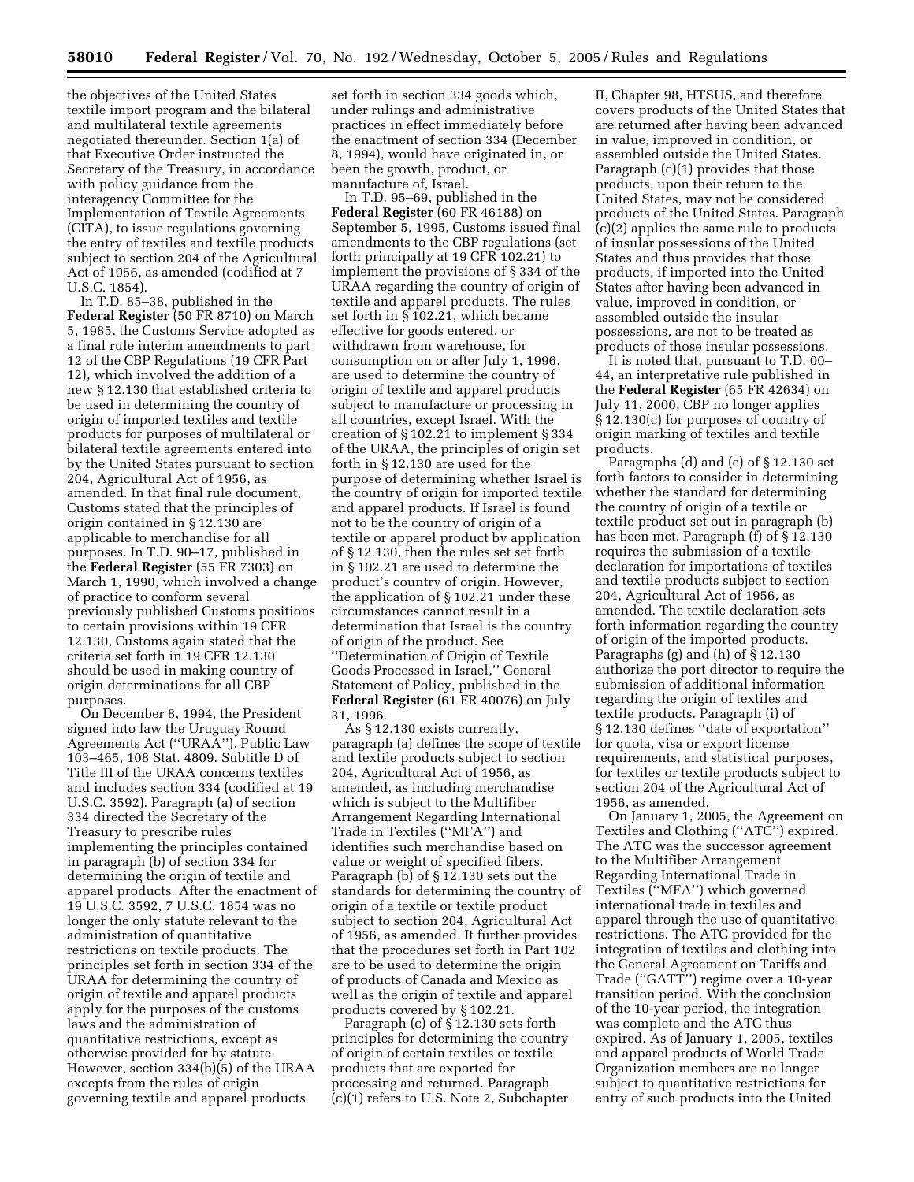the objectives of the United States textile import program and the bilateral and multilateral textile agreements negotiated thereunder. Section 1(a) of that Executive Order instructed the Secretary of the Treasury, in accordance with policy guidance from the interagency Committee for the Implementation of Textile Agreements (CITA), to issue regulations governing the entry of textiles and textile products subject to section 204 of the Agricultural Act of 1956, as amended (codified at 7 U.S.C. 1854).

In T.D. 85–38, published in the **Federal Register** (50 FR 8710) on March 5, 1985, the Customs Service adopted as a final rule interim amendments to part 12 of the CBP Regulations (19 CFR Part 12), which involved the addition of a new § 12.130 that established criteria to be used in determining the country of origin of imported textiles and textile products for purposes of multilateral or bilateral textile agreements entered into by the United States pursuant to section 204, Agricultural Act of 1956, as amended. In that final rule document, Customs stated that the principles of origin contained in § 12.130 are applicable to merchandise for all purposes. In T.D. 90–17, published in the **Federal Register** (55 FR 7303) on March 1, 1990, which involved a change of practice to conform several previously published Customs positions to certain provisions within 19 CFR 12.130, Customs again stated that the criteria set forth in 19 CFR 12.130 should be used in making country of origin determinations for all CBP purposes.

On December 8, 1994, the President signed into law the Uruguay Round Agreements Act (''URAA''), Public Law 103–465, 108 Stat. 4809. Subtitle D of Title III of the URAA concerns textiles and includes section 334 (codified at 19 U.S.C. 3592). Paragraph (a) of section 334 directed the Secretary of the Treasury to prescribe rules implementing the principles contained in paragraph (b) of section 334 for determining the origin of textile and apparel products. After the enactment of 19 U.S.C. 3592, 7 U.S.C. 1854 was no longer the only statute relevant to the administration of quantitative restrictions on textile products. The principles set forth in section 334 of the URAA for determining the country of origin of textile and apparel products apply for the purposes of the customs laws and the administration of quantitative restrictions, except as otherwise provided for by statute. However, section 334(b)(5) of the URAA excepts from the rules of origin governing textile and apparel products set forth in section 334 goods which, under rulings and administrative practices in effect immediately before the enactment of section 334 (December 8, 1994), would have originated in, or been the growth, product, or manufacture of, Israel.

In T.D. 95–69, published in the **Federal Register** (60 FR 46188) on September 5, 1995, Customs issued final amendments to the CBP regulations (set forth principally at 19 CFR 102.21) to implement the provisions of § 334 of the URAA regarding the country of origin of textile and apparel products. The rules set forth in § 102.21, which became effective for goods entered, or withdrawn from warehouse, for consumption on or after July 1, 1996, are used to determine the country of origin of textile and apparel products subject to manufacture or processing in all countries, except Israel. With the creation of § 102.21 to implement § 334 of the URAA, the principles of origin set forth in § 12.130 are used for the purpose of determining whether Israel is the country of origin for imported textile and apparel products. If Israel is found not to be the country of origin of a textile or apparel product by application of § 12.130, then the rules set set forth in § 102.21 are used to determine the product's country of origin. However, the application of § 102.21 under these circumstances cannot result in a determination that Israel is the country of origin of the product. See ''Determination of Origin of Textile Goods Processed in Israel,'' General Statement of Policy, published in the **Federal Register** (61 FR 40076) on July 31, 1996.

As § 12.130 exists currently, paragraph (a) defines the scope of textile and textile products subject to section 204, Agricultural Act of 1956, as amended, as including merchandise which is subject to the Multifiber Arrangement Regarding International Trade in Textiles (''MFA'') and identifies such merchandise based on value or weight of specified fibers. Paragraph (b) of § 12.130 sets out the standards for determining the country of origin of a textile or textile product subject to section 204, Agricultural Act of 1956, as amended. It further provides that the procedures set forth in Part 102 are to be used to determine the origin of products of Canada and Mexico as well as the origin of textile and apparel products covered by § 102.21.

Paragraph (c) of § 12.130 sets forth principles for determining the country of origin of certain textiles or textile products that are exported for processing and returned. Paragraph (c)(1) refers to U.S. Note 2, Subchapter II, Chapter 98, HTSUS, and therefore covers products of the United States that are returned after having been advanced in value, improved in condition, or assembled outside the United States. Paragraph (c)(1) provides that those products, upon their return to the United States, may not be considered products of the United States. Paragraph (c)(2) applies the same rule to products of insular possessions of the United States and thus provides that those products, if imported into the United States after having been advanced in value, improved in condition, or assembled outside the insular possessions, are not to be treated as products of those insular possessions.

It is noted that, pursuant to T.D. 00–44, an interpretative rule published in the **Federal Register** (65 FR 42634) on July 11, 2000, CBP no longer applies § 12.130(c) for purposes of country of origin marking of textiles and textile products.

Paragraphs (d) and (e) of § 12.130 set forth factors to consider in determining whether the standard for determining the country of origin of a textile or textile product set out in paragraph (b) has been met. Paragraph (f) of § 12.130 requires the submission of a textile declaration for importations of textiles and textile products subject to section 204, Agricultural Act of 1956, as amended. The textile declaration sets forth information regarding the country of origin of the imported products. Paragraphs (g) and (h) of § 12.130 authorize the port director to require the submission of additional information regarding the origin of textiles and textile products. Paragraph (i) of § 12.130 defines ''date of exportation'' for quota, visa or export license requirements, and statistical purposes, for textiles or textile products subject to section 204 of the Agricultural Act of 1956, as amended.

On January 1, 2005, the Agreement on Textiles and Clothing (''ATC'') expired. The ATC was the successor agreement to the Multifiber Arrangement Regarding International Trade in Textiles (''MFA'') which governed international trade in textiles and apparel through the use of quantitative restrictions. The ATC provided for the integration of textiles and clothing into the General Agreement on Tariffs and Trade (''GATT'') regime over a 10-year transition period. With the conclusion of the 10-year period, the integration was complete and the ATC thus expired. As of January 1, 2005, textiles and apparel products of World Trade Organization members are no longer subject to quantitative restrictions for entry of such products into the United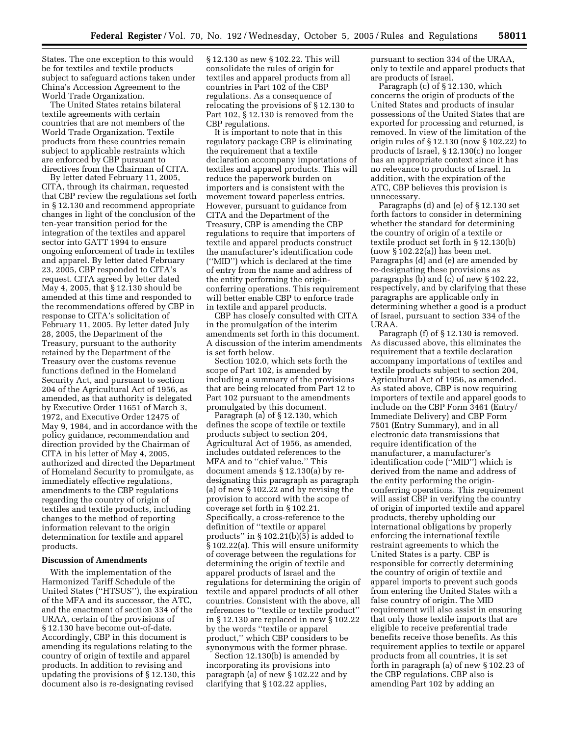States. The one exception to this would be for textiles and textile products subject to safeguard actions taken under China's Accession Agreement to the World Trade Organization.

The United States retains bilateral textile agreements with certain countries that are not members of the World Trade Organization. Textile products from these countries remain subject to applicable restraints which are enforced by CBP pursuant to directives from the Chairman of CITA.

By letter dated February 11, 2005, CITA, through its chairman, requested that CBP review the regulations set forth in § 12.130 and recommend appropriate changes in light of the conclusion of the ten-year transition period for the integration of the textiles and apparel sector into GATT 1994 to ensure ongoing enforcement of trade in textiles and apparel. By letter dated February 23, 2005, CBP responded to CITA's request. CITA agreed by letter dated May 4, 2005, that § 12.130 should be amended at this time and responded to the recommendations offered by CBP in response to CITA's solicitation of February 11, 2005. By letter dated July 28, 2005, the Department of the Treasury, pursuant to the authority retained by the Department of the Treasury over the customs revenue functions defined in the Homeland Security Act, and pursuant to section 204 of the Agricultural Act of 1956, as amended, as that authority is delegated by Executive Order 11651 of March 3, 1972, and Executive Order 12475 of May 9, 1984, and in accordance with the policy guidance, recommendation and direction provided by the Chairman of CITA in his letter of May 4, 2005, authorized and directed the Department of Homeland Security to promulgate, as immediately effective regulations, amendments to the CBP regulations regarding the country of origin of textiles and textile products, including changes to the method of reporting information relevant to the origin determination for textile and apparel products.

**Discussion of Amendments**

With the implementation of the Harmonized Tariff Schedule of the United States (''HTSUS''), the expiration of the MFA and its successor, the ATC, and the enactment of section 334 of the URAA, certain of the provisions of § 12.130 have become out-of-date. Accordingly, CBP in this document is amending its regulations relating to the country of origin of textile and apparel products. In addition to revising and updating the provisions of § 12.130, this document also is re-designating revised § 12.130 as new § 102.22. This will consolidate the rules of origin for textiles and apparel products from all countries in Part 102 of the CBP regulations. As a consequence of relocating the provisions of § 12.130 to Part 102, § 12.130 is removed from the CBP regulations.

It is important to note that in this regulatory package CBP is eliminating the requirement that a textile declaration accompany importations of textiles and apparel products. This will reduce the paperwork burden on importers and is consistent with the movement toward paperless entries. However, pursuant to guidance from CITA and the Department of the Treasury, CBP is amending the CBP regulations to require that importers of textile and apparel products construct the manufacturer's identification code (''MID'') which is declared at the time of entry from the name and address of the entity performing the origin-conferring operations. This requirement will better enable CBP to enforce trade in textile and apparel products.

CBP has closely consulted with CITA in the promulgation of the interim amendments set forth in this document. A discussion of the interim amendments is set forth below.

Section 102.0, which sets forth the scope of Part 102, is amended by including a summary of the provisions that are being relocated from Part 12 to Part 102 pursuant to the amendments promulgated by this document.

Paragraph (a) of § 12.130, which defines the scope of textile or textile products subject to section 204, Agricultural Act of 1956, as amended, includes outdated references to the MFA and to ''chief value.'' This document amends § 12.130(a) by re-designating this paragraph as paragraph (a) of new § 102.22 and by revising the provision to accord with the scope of coverage set forth in § 102.21. Specifically, a cross-reference to the definition of ''textile or apparel products'' in § 102.21(b)(5) is added to § 102.22(a). This will ensure uniformity of coverage between the regulations for determining the origin of textile and apparel products of Israel and the regulations for determining the origin of textile and apparel products of all other countries. Consistent with the above, all references to ''textile or textile product'' in § 12.130 are replaced in new § 102.22 by the words ''textile or apparel product,'' which CBP considers to be synonymous with the former phrase.

Section 12.130(b) is amended by incorporating its provisions into paragraph (a) of new § 102.22 and by clarifying that § 102.22 applies, pursuant to section 334 of the URAA, only to textile and apparel products that are products of Israel.

Paragraph (c) of § 12.130, which concerns the origin of products of the United States and products of insular possessions of the United States that are exported for processing and returned, is removed. In view of the limitation of the origin rules of § 12.130 (now § 102.22) to products of Israel, § 12.130(c) no longer has an appropriate context since it has no relevance to products of Israel. In addition, with the expiration of the ATC, CBP believes this provision is unnecessary.

Paragraphs (d) and (e) of § 12.130 set forth factors to consider in determining whether the standard for determining the country of origin of a textile or textile product set forth in § 12.130(b) (now § 102.22(a)) has been met. Paragraphs (d) and (e) are amended by re-designating these provisions as paragraphs (b) and (c) of new § 102.22, respectively, and by clarifying that these paragraphs are applicable only in determining whether a good is a product of Israel, pursuant to section 334 of the URAA.

Paragraph (f) of § 12.130 is removed. As discussed above, this eliminates the requirement that a textile declaration accompany importations of textiles and textile products subject to section 204, Agricultural Act of 1956, as amended. As stated above, CBP is now requiring importers of textile and apparel goods to include on the CBP Form 3461 (Entry/Immediate Delivery) and CBP Form 7501 (Entry Summary), and in all electronic data transmissions that require identification of the manufacturer, a manufacturer's identification code (''MID'') which is derived from the name and address of the entity performing the origin-conferring operations. This requirement will assist CBP in verifying the country of origin of imported textile and apparel products, thereby upholding our international obligations by properly enforcing the international textile restraint agreements to which the United States is a party. CBP is responsible for correctly determining the country of origin of textile and apparel imports to prevent such goods from entering the United States with a false country of origin. The MID requirement will also assist in ensuring that only those textile imports that are eligible to receive preferential trade benefits receive those benefits. As this requirement applies to textile or apparel products from all countries, it is set forth in paragraph (a) of new § 102.23 of the CBP regulations. CBP also is amending Part 102 by adding an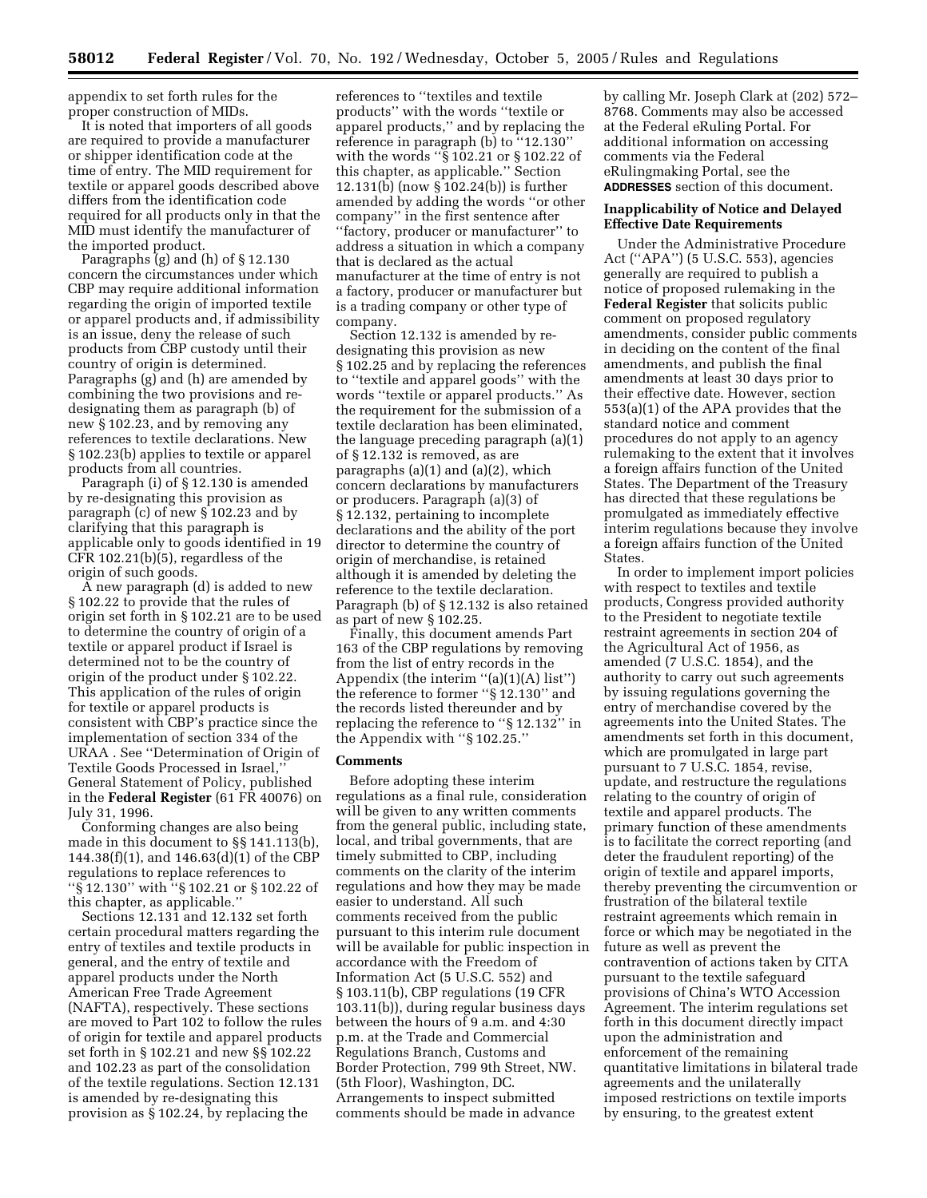appendix to set forth rules for the proper construction of MIDs.

It is noted that importers of all goods are required to provide a manufacturer or shipper identification code at the time of entry. The MID requirement for textile or apparel goods described above differs from the identification code required for all products only in that the MID must identify the manufacturer of the imported product.

Paragraphs (g) and (h) of § 12.130 concern the circumstances under which CBP may require additional information regarding the origin of imported textile or apparel products and, if admissibility is an issue, deny the release of such products from CBP custody until their country of origin is determined. Paragraphs (g) and (h) are amended by combining the two provisions and re-designating them as paragraph (b) of new § 102.23, and by removing any references to textile declarations. New § 102.23(b) applies to textile or apparel products from all countries.

Paragraph (i) of § 12.130 is amended by re-designating this provision as paragraph (c) of new § 102.23 and by clarifying that this paragraph is applicable only to goods identified in 19 CFR 102.21(b)(5), regardless of the origin of such goods.

A new paragraph (d) is added to new § 102.22 to provide that the rules of origin set forth in § 102.21 are to be used to determine the country of origin of a textile or apparel product if Israel is determined not to be the country of origin of the product under § 102.22. This application of the rules of origin for textile or apparel products is consistent with CBP's practice since the implementation of section 334 of the URAA . See "Determination of Origin of Textile Goods Processed in Israel," General Statement of Policy, published in the **Federal Register** (61 FR 40076) on July 31, 1996.

Conforming changes are also being made in this document to §§ 141.113(b), 144.38(f)(1), and 146.63(d)(1) of the CBP regulations to replace references to "§ 12.130" with "§ 102.21 or § 102.22 of this chapter, as applicable."

Sections 12.131 and 12.132 set forth certain procedural matters regarding the entry of textiles and textile products in general, and the entry of textile and apparel products under the North American Free Trade Agreement (NAFTA), respectively. These sections are moved to Part 102 to follow the rules of origin for textile and apparel products set forth in § 102.21 and new §§ 102.22 and 102.23 as part of the consolidation of the textile regulations. Section 12.131 is amended by re-designating this provision as § 102.24, by replacing the references to "textiles and textile products" with the words "textile or apparel products," and by replacing the reference in paragraph (b) to "12.130" with the words "§ 102.21 or § 102.22 of this chapter, as applicable." Section 12.131(b) (now § 102.24(b)) is further amended by adding the words "or other company" in the first sentence after "factory, producer or manufacturer" to address a situation in which a company that is declared as the actual manufacturer at the time of entry is not a factory, producer or manufacturer but is a trading company or other type of company.

Section 12.132 is amended by re-designating this provision as new § 102.25 and by replacing the references to "textile and apparel goods" with the words "textile or apparel products." As the requirement for the submission of a textile declaration has been eliminated, the language preceding paragraph (a)(1) of § 12.132 is removed, as are paragraphs (a)(1) and (a)(2), which concern declarations by manufacturers or producers. Paragraph (a)(3) of § 12.132, pertaining to incomplete declarations and the ability of the port director to determine the country of origin of merchandise, is retained although it is amended by deleting the reference to the textile declaration. Paragraph (b) of § 12.132 is also retained as part of new § 102.25.

Finally, this document amends Part 163 of the CBP regulations by removing from the list of entry records in the Appendix (the interim "(a)(1)(A) list") the reference to former "§ 12.130" and the records listed thereunder and by replacing the reference to "§ 12.132" in the Appendix with "§ 102.25."

## Comments

Before adopting these interim regulations as a final rule, consideration will be given to any written comments from the general public, including state, local, and tribal governments, that are timely submitted to CBP, including comments on the clarity of the interim regulations and how they may be made easier to understand. All such comments received from the public pursuant to this interim rule document will be available for public inspection in accordance with the Freedom of Information Act (5 U.S.C. 552) and § 103.11(b), CBP regulations (19 CFR 103.11(b)), during regular business days between the hours of 9 a.m. and 4:30 p.m. at the Trade and Commercial Regulations Branch, Customs and Border Protection, 799 9th Street, NW. (5th Floor), Washington, DC. Arrangements to inspect submitted comments should be made in advance by calling Mr. Joseph Clark at (202) 572–8768. Comments may also be accessed at the Federal eRuling Portal. For additional information on accessing comments via the Federal eRulingmaking Portal, see the **ADDRESSES** section of this document.

## Inapplicability of Notice and Delayed Effective Date Requirements

Under the Administrative Procedure Act ("APA") (5 U.S.C. 553), agencies generally are required to publish a notice of proposed rulemaking in the **Federal Register** that solicits public comment on proposed regulatory amendments, consider public comments in deciding on the content of the final amendments, and publish the final amendments at least 30 days prior to their effective date. However, section 553(a)(1) of the APA provides that the standard notice and comment procedures do not apply to an agency rulemaking to the extent that it involves a foreign affairs function of the United States. The Department of the Treasury has directed that these regulations be promulgated as immediately effective interim regulations because they involve a foreign affairs function of the United States.

In order to implement import policies with respect to textiles and textile products, Congress provided authority to the President to negotiate textile restraint agreements in section 204 of the Agricultural Act of 1956, as amended (7 U.S.C. 1854), and the authority to carry out such agreements by issuing regulations governing the entry of merchandise covered by the agreements into the United States. The amendments set forth in this document, which are promulgated in large part pursuant to 7 U.S.C. 1854, revise, update, and restructure the regulations relating to the country of origin of textile and apparel products. The primary function of these amendments is to facilitate the correct reporting (and deter the fraudulent reporting) of the origin of textile and apparel imports, thereby preventing the circumvention or frustration of the bilateral textile restraint agreements which remain in force or which may be negotiated in the future as well as prevent the contravention of actions taken by CITA pursuant to the textile safeguard provisions of China's WTO Accession Agreement. The interim regulations set forth in this document directly impact upon the administration and enforcement of the remaining quantitative limitations in bilateral trade agreements and the unilaterally imposed restrictions on textile imports by ensuring, to the greatest extent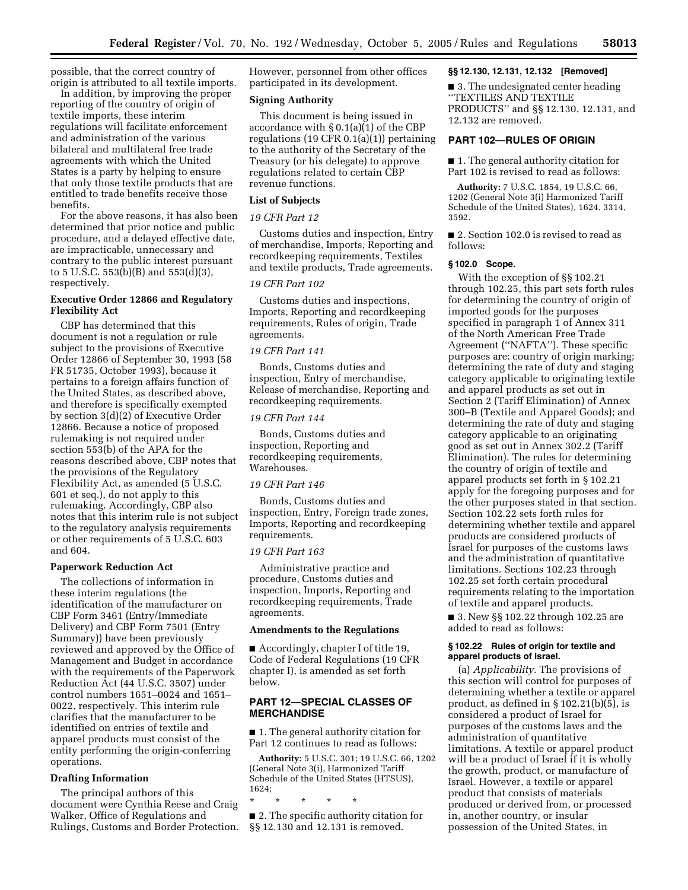possible, that the correct country of origin is attributed to all textile imports.

In addition, by improving the proper reporting of the country of origin of textile imports, these interim regulations will facilitate enforcement and administration of the various bilateral and multilateral free trade agreements with which the United States is a party by helping to ensure that only those textile products that are entitled to trade benefits receive those benefits.

For the above reasons, it has also been determined that prior notice and public procedure, and a delayed effective date, are impracticable, unnecessary and contrary to the public interest pursuant to 5 U.S.C. 553(b)(B) and 553(d)(3), respectively.

## Executive Order 12866 and Regulatory Flexibility Act

CBP has determined that this document is not a regulation or rule subject to the provisions of Executive Order 12866 of September 30, 1993 (58 FR 51735, October 1993), because it pertains to a foreign affairs function of the United States, as described above, and therefore is specifically exempted by section 3(d)(2) of Executive Order 12866. Because a notice of proposed rulemaking is not required under section 553(b) of the APA for the reasons described above, CBP notes that the provisions of the Regulatory Flexibility Act, as amended (5 U.S.C. 601 et seq.), do not apply to this rulemaking. Accordingly, CBP also notes that this interim rule is not subject to the regulatory analysis requirements or other requirements of 5 U.S.C. 603 and 604.

## Paperwork Reduction Act

The collections of information in these interim regulations (the identification of the manufacturer on CBP Form 3461 (Entry/Immediate Delivery) and CBP Form 7501 (Entry Summary)) have been previously reviewed and approved by the Office of Management and Budget in accordance with the requirements of the Paperwork Reduction Act (44 U.S.C. 3507) under control numbers 1651–0024 and 1651–0022, respectively. This interim rule clarifies that the manufacturer to be identified on entries of textile and apparel products must consist of the entity performing the origin-conferring operations.

## Drafting Information

The principal authors of this document were Cynthia Reese and Craig Walker, Office of Regulations and Rulings, Customs and Border Protection. However, personnel from other offices participated in its development.

## Signing Authority

This document is being issued in accordance with § 0.1(a)(1) of the CBP regulations (19 CFR 0.1(a)(1)) pertaining to the authority of the Secretary of the Treasury (or his delegate) to approve regulations related to certain CBP revenue functions.

## List of Subjects

### *19 CFR Part 12*

Customs duties and inspection, Entry of merchandise, Imports, Reporting and recordkeeping requirements, Textiles and textile products, Trade agreements.

### *19 CFR Part 102*

Customs duties and inspections, Imports, Reporting and recordkeeping requirements, Rules of origin, Trade agreements.

### *19 CFR Part 141*

Bonds, Customs duties and inspection, Entry of merchandise, Release of merchandise, Reporting and recordkeeping requirements.

### *19 CFR Part 144*

Bonds, Customs duties and inspection, Reporting and recordkeeping requirements, Warehouses.

### *19 CFR Part 146*

Bonds, Customs duties and inspection, Entry, Foreign trade zones, Imports, Reporting and recordkeeping requirements.

### *19 CFR Part 163*

Administrative practice and procedure, Customs duties and inspection, Imports, Reporting and recordkeeping requirements, Trade agreements.

## Amendments to the Regulations

■ Accordingly, chapter I of title 19, Code of Federal Regulations (19 CFR chapter I), is amended as set forth below.

## PART 12—SPECIAL CLASSES OF MERCHANDISE

■ 1. The general authority citation for Part 12 continues to read as follows:

**Authority:** 5 U.S.C. 301; 19 U.S.C. 66, 1202 (General Note 3(i), Harmonized Tariff Schedule of the United States (HTSUS), 1624;

\* \* \* \* \*

■ 2. The specific authority citation for §§ 12.130 and 12.131 is removed.

### §§ 12.130, 12.131, 12.132 [Removed]

■ 3. The undesignated center heading "TEXTILES AND TEXTILE PRODUCTS" and §§ 12.130, 12.131, and 12.132 are removed.

## PART 102—RULES OF ORIGIN

■ 1. The general authority citation for Part 102 is revised to read as follows:

**Authority:** 7 U.S.C. 1854, 19 U.S.C. 66, 1202 (General Note 3(i) Harmonized Tariff Schedule of the United States), 1624, 3314, 3592.

■ 2. Section 102.0 is revised to read as follows:

### § 102.0 Scope.

With the exception of §§ 102.21 through 102.25, this part sets forth rules for determining the country of origin of imported goods for the purposes specified in paragraph 1 of Annex 311 of the North American Free Trade Agreement ("NAFTA"). These specific purposes are: country of origin marking; determining the rate of duty and staging category applicable to originating textile and apparel products as set out in Section 2 (Tariff Elimination) of Annex 300–B (Textile and Apparel Goods); and determining the rate of duty and staging category applicable to an originating good as set out in Annex 302.2 (Tariff Elimination). The rules for determining the country of origin of textile and apparel products set forth in § 102.21 apply for the foregoing purposes and for the other purposes stated in that section. Section 102.22 sets forth rules for determining whether textile and apparel products are considered products of Israel for purposes of the customs laws and the administration of quantitative limitations. Sections 102.23 through 102.25 set forth certain procedural requirements relating to the importation of textile and apparel products.

■ 3. New §§ 102.22 through 102.25 are added to read as follows:

### § 102.22 Rules of origin for textile and apparel products of Israel.

(a) *Applicability.* The provisions of this section will control for purposes of determining whether a textile or apparel product, as defined in § 102.21(b)(5), is considered a product of Israel for purposes of the customs laws and the administration of quantitative limitations. A textile or apparel product will be a product of Israel if it is wholly the growth, product, or manufacture of Israel. However, a textile or apparel product that consists of materials produced or derived from, or processed in, another country, or insular possession of the United States, in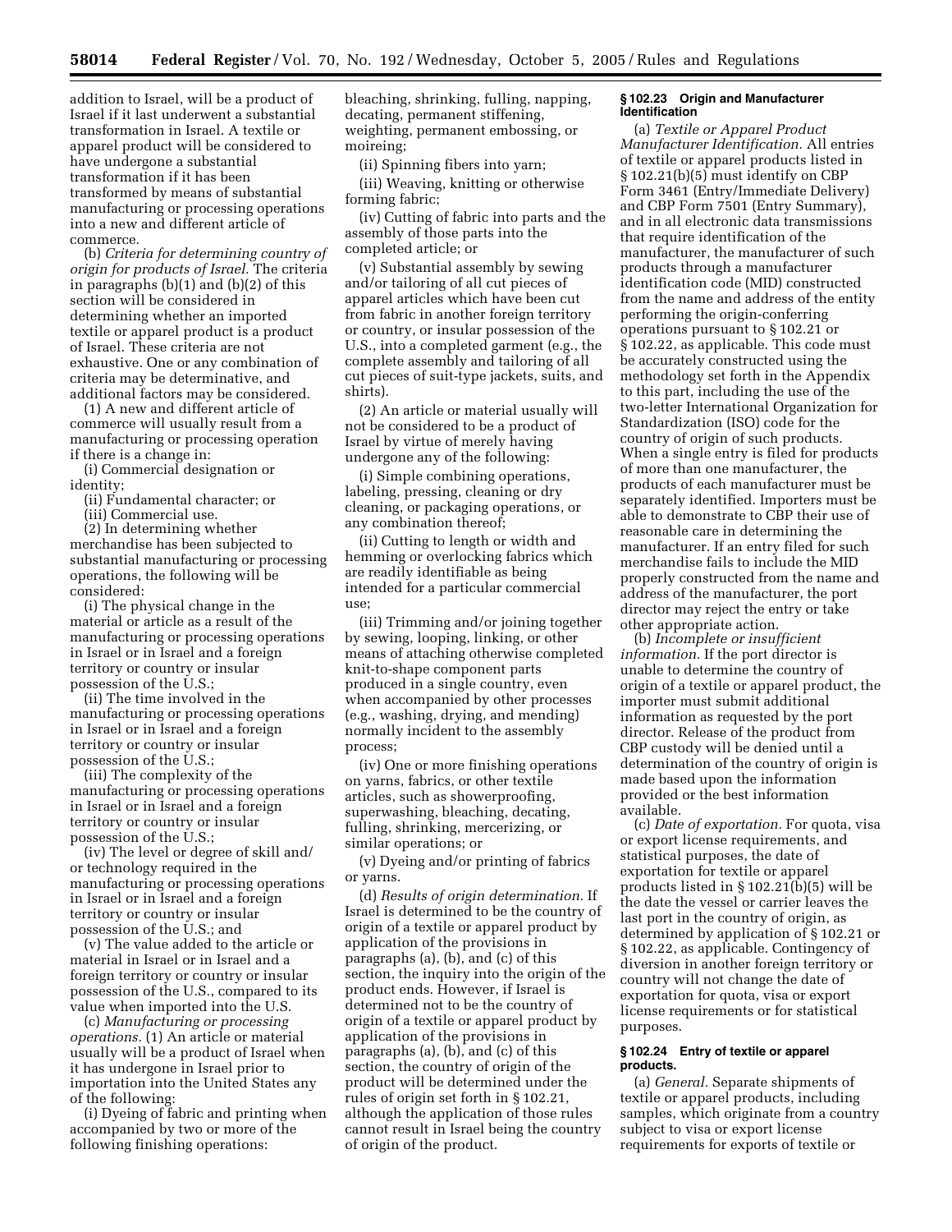addition to Israel, will be a product of Israel if it last underwent a substantial transformation in Israel. A textile or apparel product will be considered to have undergone a substantial transformation if it has been transformed by means of substantial manufacturing or processing operations into a new and different article of commerce.

(b) *Criteria for determining country of origin for products of Israel.* The criteria in paragraphs (b)(1) and (b)(2) of this section will be considered in determining whether an imported textile or apparel product is a product of Israel. These criteria are not exhaustive. One or any combination of criteria may be determinative, and additional factors may be considered.

(1) A new and different article of commerce will usually result from a manufacturing or processing operation if there is a change in:

(i) Commercial designation or identity;

(ii) Fundamental character; or

(iii) Commercial use.

(2) In determining whether merchandise has been subjected to substantial manufacturing or processing operations, the following will be considered:

(i) The physical change in the material or article as a result of the manufacturing or processing operations in Israel or in Israel and a foreign territory or country or insular possession of the U.S.;

(ii) The time involved in the manufacturing or processing operations in Israel or in Israel and a foreign territory or country or insular possession of the U.S.;

(iii) The complexity of the manufacturing or processing operations in Israel or in Israel and a foreign territory or country or insular possession of the U.S.;

(iv) The level or degree of skill and/or technology required in the manufacturing or processing operations in Israel or in Israel and a foreign territory or country or insular possession of the U.S.; and

(v) The value added to the article or material in Israel or in Israel and a foreign territory or country or insular possession of the U.S., compared to its value when imported into the U.S.

(c) *Manufacturing or processing operations.* (1) An article or material usually will be a product of Israel when it has undergone in Israel prior to importation into the United States any of the following:

(i) Dyeing of fabric and printing when accompanied by two or more of the following finishing operations: bleaching, shrinking, fulling, napping, decating, permanent stiffening, weighting, permanent embossing, or moireing;

(ii) Spinning fibers into yarn;

(iii) Weaving, knitting or otherwise forming fabric;

(iv) Cutting of fabric into parts and the assembly of those parts into the completed article; or

(v) Substantial assembly by sewing and/or tailoring of all cut pieces of apparel articles which have been cut from fabric in another foreign territory or country, or insular possession of the U.S., into a completed garment (e.g., the complete assembly and tailoring of all cut pieces of suit-type jackets, suits, and shirts).

(2) An article or material usually will not be considered to be a product of Israel by virtue of merely having undergone any of the following:

(i) Simple combining operations, labeling, pressing, cleaning or dry cleaning, or packaging operations, or any combination thereof;

(ii) Cutting to length or width and hemming or overlocking fabrics which are readily identifiable as being intended for a particular commercial use;

(iii) Trimming and/or joining together by sewing, looping, linking, or other means of attaching otherwise completed knit-to-shape component parts produced in a single country, even when accompanied by other processes (e.g., washing, drying, and mending) normally incident to the assembly process;

(iv) One or more finishing operations on yarns, fabrics, or other textile articles, such as showerproofing, superwashing, bleaching, decating, fulling, shrinking, mercerizing, or similar operations; or

(v) Dyeing and/or printing of fabrics or yarns.

(d) *Results of origin determination.* If Israel is determined to be the country of origin of a textile or apparel product by application of the provisions in paragraphs (a), (b), and (c) of this section, the inquiry into the origin of the product ends. However, if Israel is determined not to be the country of origin of a textile or apparel product by application of the provisions in paragraphs (a), (b), and (c) of this section, the country of origin of the product will be determined under the rules of origin set forth in § 102.21, although the application of those rules cannot result in Israel being the country of origin of the product.

### § 102.23 Origin and Manufacturer Identification

(a) *Textile or Apparel Product Manufacturer Identification.* All entries of textile or apparel products listed in § 102.21(b)(5) must identify on CBP Form 3461 (Entry/Immediate Delivery) and CBP Form 7501 (Entry Summary), and in all electronic data transmissions that require identification of the manufacturer, the manufacturer of such products through a manufacturer identification code (MID) constructed from the name and address of the entity performing the origin-conferring operations pursuant to § 102.21 or § 102.22, as applicable. This code must be accurately constructed using the methodology set forth in the Appendix to this part, including the use of the two-letter International Organization for Standardization (ISO) code for the country of origin of such products. When a single entry is filed for products of more than one manufacturer, the products of each manufacturer must be separately identified. Importers must be able to demonstrate to CBP their use of reasonable care in determining the manufacturer. If an entry filed for such merchandise fails to include the MID properly constructed from the name and address of the manufacturer, the port director may reject the entry or take other appropriate action.

(b) *Incomplete or insufficient information.* If the port director is unable to determine the country of origin of a textile or apparel product, the importer must submit additional information as requested by the port director. Release of the product from CBP custody will be denied until a determination of the country of origin is made based upon the information provided or the best information available.

(c) *Date of exportation.* For quota, visa or export license requirements, and statistical purposes, the date of exportation for textile or apparel products listed in § 102.21(b)(5) will be the date the vessel or carrier leaves the last port in the country of origin, as determined by application of § 102.21 or § 102.22, as applicable. Contingency of diversion in another foreign territory or country will not change the date of exportation for quota, visa or export license requirements or for statistical purposes.

### § 102.24 Entry of textile or apparel products.

(a) *General.* Separate shipments of textile or apparel products, including samples, which originate from a country subject to visa or export license requirements for exports of textile or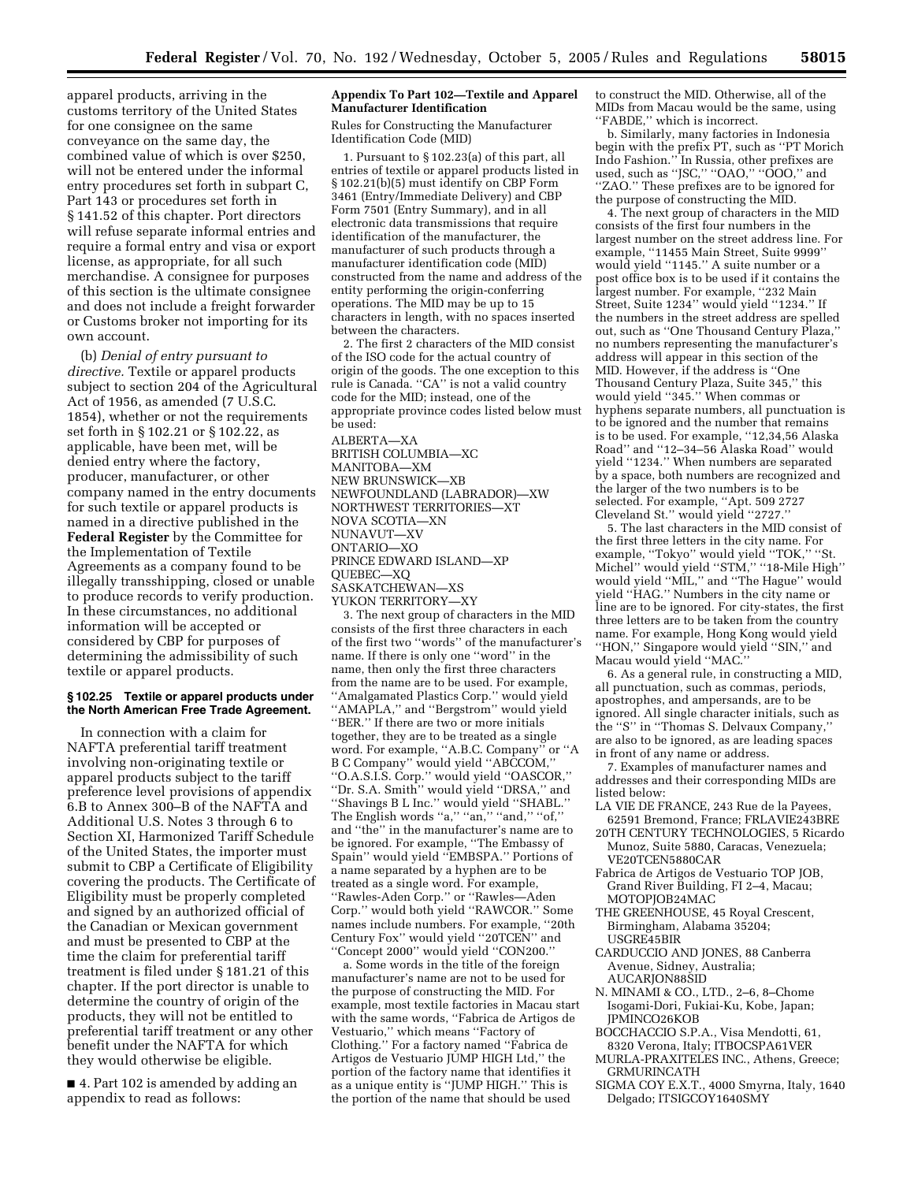apparel products, arriving in the customs territory of the United States for one consignee on the same conveyance on the same day, the combined value of which is over $250, will not be entered under the informal entry procedures set forth in subpart C, Part 143 or procedures set forth in § 141.52 of this chapter. Port directors will refuse separate informal entries and require a formal entry and visa or export license, as appropriate, for all such merchandise. A consignee for purposes of this section is the ultimate consignee and does not include a freight forwarder or Customs broker not importing for its own account.

(b) *Denial of entry pursuant to directive.* Textile or apparel products subject to section 204 of the Agricultural Act of 1956, as amended (7 U.S.C. 1854), whether or not the requirements set forth in § 102.21 or § 102.22, as applicable, have been met, will be denied entry where the factory, producer, manufacturer, or other company named in the entry documents for such textile or apparel products is named in a directive published in the **Federal Register** by the Committee for the Implementation of Textile Agreements as a company found to be illegally transshipping, closed or unable to produce records to verify production. In these circumstances, no additional information will be accepted or considered by CBP for purposes of determining the admissibility of such textile or apparel products.

### § 102.25 Textile or apparel products under the North American Free Trade Agreement.

In connection with a claim for NAFTA preferential tariff treatment involving non-originating textile or apparel products subject to the tariff preference level provisions of appendix 6.B to Annex 300–B of the NAFTA and Additional U.S. Notes 3 through 6 to Section XI, Harmonized Tariff Schedule of the United States, the importer must submit to CBP a Certificate of Eligibility covering the products. The Certificate of Eligibility must be properly completed and signed by an authorized official of the Canadian or Mexican government and must be presented to CBP at the time the claim for preferential tariff treatment is filed under § 181.21 of this chapter. If the port director is unable to determine the country of origin of the products, they will not be entitled to preferential tariff treatment or any other benefit under the NAFTA for which they would otherwise be eligible.

■ 4. Part 102 is amended by adding an appendix to read as follows:

### Appendix To Part 102—Textile and Apparel Manufacturer Identification

Rules for Constructing the Manufacturer Identification Code (MID)

1. Pursuant to § 102.23(a) of this part, all entries of textile or apparel products listed in § 102.21(b)(5) must identify on CBP Form 3461 (Entry/Immediate Delivery) and CBP Form 7501 (Entry Summary), and in all electronic data transmissions that require identification of the manufacturer, the manufacturer of such products through a manufacturer identification code (MID) constructed from the name and address of the entity performing the origin-conferring operations. The MID may be up to 15 characters in length, with no spaces inserted between the characters.

2. The first 2 characters of the MID consist of the ISO code for the actual country of origin of the goods. The one exception to this rule is Canada. "CA" is not a valid country code for the MID; instead, one of the appropriate province codes listed below must be used:

ALBERTA—XA
BRITISH COLUMBIA—XC
MANITOBA—XM
NEW BRUNSWICK—XB
NEWFOUNDLAND (LABRADOR)—XW
NORTHWEST TERRITORIES—XT
NOVA SCOTIA—XN
NUNAVUT—XV
ONTARIO—XO
PRINCE EDWARD ISLAND—XP
QUEBEC—XQ
SASKATCHEWAN—XS
YUKON TERRITORY—XY

3. The next group of characters in the MID consists of the first three characters in each of the first two "words" of the manufacturer's name. If there is only one "word" in the name, then only the first three characters from the name are to be used. For example, "Amalgamated Plastics Corp." would yield "AMAPLA," and "Bergstrom" would yield "BER." If there are two or more initials together, they are to be treated as a single word. For example, "A.B.C. Company" or "A B C Company" would yield "ABCCOM," "O.A.S.I.S. Corp." would yield "OASCOR," "Dr. S.A. Smith" would yield "DRSA," and "Shavings B L Inc." would yield "SHABL." The English words "a," "an," "and," "of," and "the" in the manufacturer's name are to be ignored. For example, "The Embassy of Spain" would yield "EMBSPA." Portions of a name separated by a hyphen are to be treated as a single word. For example, "Rawles-Aden Corp." or "Rawles—Aden Corp." would both yield "RAWCOR." Some names include numbers. For example, "20th Century Fox" would yield "20TCEN" and "Concept 2000" would yield "CON200."

a. Some words in the title of the foreign manufacturer's name are not to be used for the purpose of constructing the MID. For example, most textile factories in Macau start with the same words, "Fabrica de Artigos de Vestuario," which means "Factory of Clothing." For a factory named "Fabrica de Artigos de Vestuario JUMP HIGH Ltd," the portion of the factory name that identifies it as a unique entity is "JUMP HIGH." This is the portion of the name that should be used to construct the MID. Otherwise, all of the MIDs from Macau would be the same, using "FABDE," which is incorrect.

b. Similarly, many factories in Indonesia begin with the prefix PT, such as "PT Morich Indo Fashion." In Russia, other prefixes are used, such as "JSC," "OAO," "OOO," and "ZAO." These prefixes are to be ignored for the purpose of constructing the MID.

4. The next group of characters in the MID consists of the first four numbers in the largest number on the street address line. For example, "11455 Main Street, Suite 9999" would yield "1145." A suite number or a post office box is to be used if it contains the largest number. For example, "232 Main Street, Suite 1234" would yield "1234." If the numbers in the street address are spelled out, such as "One Thousand Century Plaza," no numbers representing the manufacturer's address will appear in this section of the MID. However, if the address is "One Thousand Century Plaza, Suite 345," this would yield "345." When commas or hyphens separate numbers, all punctuation is to be ignored and the number that remains is to be used. For example, "12,34,56 Alaska Road" and "12–34–56 Alaska Road" would yield "1234." When numbers are separated by a space, both numbers are recognized and the larger of the two numbers is to be selected. For example, "Apt. 509 2727 Cleveland St." would yield "2727."

5. The last characters in the MID consist of the first three letters in the city name. For example, "Tokyo" would yield "TOK," "St. Michel" would yield "STM," "18-Mile High" would yield "MIL," and "The Hague" would yield "HAG." Numbers in the city name or line are to be ignored. For city-states, the first three letters are to be taken from the country name. For example, Hong Kong would yield "HON," Singapore would yield "SIN," and Macau would yield "MAC."

6. As a general rule, in constructing a MID, all punctuation, such as commas, periods, apostrophes, and ampersands, are to be ignored. All single character initials, such as the "S" in "Thomas S. Delvaux Company," are also to be ignored, as are leading spaces in front of any name or address.

7. Examples of manufacturer names and addresses and their corresponding MIDs are listed below:

LA VIE DE FRANCE, 243 Rue de la Payees, 62591 Bremond, France; FRLAVIE243BRE
20TH CENTURY TECHNOLOGIES, 5 Ricardo Munoz, Suite 5880, Caracas, Venezuela; VE20TCEN5880CAR
Fabrica de Artigos de Vestuario TOP JOB, Grand River Building, FI 2–4, Macau; MOTOPJOB24MAC
THE GREENHOUSE, 45 Royal Crescent, Birmingham, Alabama 35204; USGRE45BIR
CARDUCCIO AND JONES, 88 Canberra Avenue, Sidney, Australia; AUCARJON88SID
N. MINAMI & CO., LTD., 2–6, 8–Chome Isogami-Dori, Fukiai-Ku, Kobe, Japan; JPMINCO26KOB
BOCCHACCIO S.P.A., Visa Mendotti, 61, 8320 Verona, Italy; ITBOCSPA61VER
MURLA-PRAXITELES INC., Athens, Greece; GRMURINCATH
SIGMA COY E.X.T., 4000 Smyrna, Italy, 1640 Delgado; ITSIGCOY1640SMY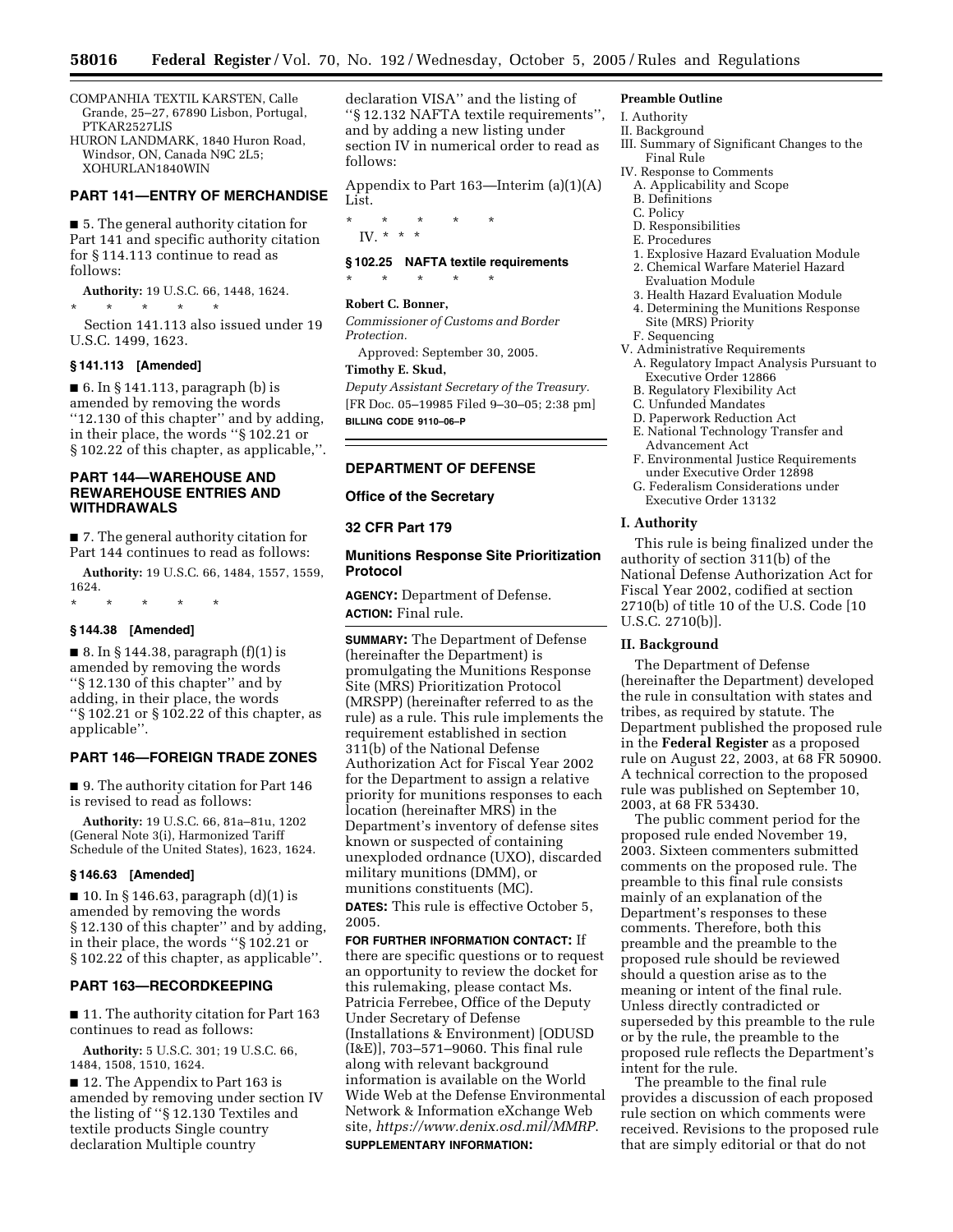COMPANHIA TEXTIL KARSTEN, Calle Grande, 25–27, 67890 Lisbon, Portugal, PTKAR2527LIS

HURON LANDMARK, 1840 Huron Road, Windsor, ON, Canada N9C 2L5; XOHURLAN1840WIN

## PART 141—ENTRY OF MERCHANDISE

■ 5. The general authority citation for Part 141 and specific authority citation for § 114.113 continue to read as follows:

**Authority:** 19 U.S.C. 66, 1448, 1624.

\* \* \* \* \*

Section 141.113 also issued under 19 U.S.C. 1499, 1623.

### § 141.113 [Amended]

■ 6. In § 141.113, paragraph (b) is amended by removing the words ''12.130 of this chapter'' and by adding, in their place, the words ''§ 102.21 or § 102.22 of this chapter, as applicable,''.

## PART 144—WAREHOUSE AND REWAREHOUSE ENTRIES AND WITHDRAWALS

■ 7. The general authority citation for Part 144 continues to read as follows:

**Authority:** 19 U.S.C. 66, 1484, 1557, 1559, 1624.

\* \* \* \* \*

### § 144.38 [Amended]

■ 8. In § 144.38, paragraph (f)(1) is amended by removing the words ''§ 12.130 of this chapter'' and by adding, in their place, the words ''§ 102.21 or § 102.22 of this chapter, as applicable''.

## PART 146—FOREIGN TRADE ZONES

■ 9. The authority citation for Part 146 is revised to read as follows:

**Authority:** 19 U.S.C. 66, 81a–81u, 1202 (General Note 3(i), Harmonized Tariff Schedule of the United States), 1623, 1624.

### § 146.63 [Amended]

■ 10. In § 146.63, paragraph (d)(1) is amended by removing the words § 12.130 of this chapter'' and by adding, in their place, the words ''§ 102.21 or § 102.22 of this chapter, as applicable''.

## PART 163—RECORDKEEPING

■ 11. The authority citation for Part 163 continues to read as follows:

**Authority:** 5 U.S.C. 301; 19 U.S.C. 66, 1484, 1508, 1510, 1624.

■ 12. The Appendix to Part 163 is amended by removing under section IV the listing of ''§ 12.130 Textiles and textile products Single country declaration Multiple country declaration VISA'' and the listing of ''§ 12.132 NAFTA textile requirements'', and by adding a new listing under section IV in numerical order to read as follows:

Appendix to Part 163—Interim (a)(1)(A) List.

\* \* \* \* \*

IV. \* \* \*

### § 102.25 NAFTA textile requirements

\* \* \* \* \*

**Robert C. Bonner,**

*Commissioner of Customs and Border Protection.*

Approved: September 30, 2005.

**Timothy E. Skud,**

*Deputy Assistant Secretary of the Treasury.*

[FR Doc. 05–19985 Filed 9–30–05; 2:38 pm]

**BILLING CODE 9110–06–P**

## DEPARTMENT OF DEFENSE

### Office of the Secretary

### 32 CFR Part 179

### Munitions Response Site Prioritization Protocol

**AGENCY:** Department of Defense.

**ACTION:** Final rule.

**SUMMARY:** The Department of Defense (hereinafter the Department) is promulgating the Munitions Response Site (MRS) Prioritization Protocol (MRSPP) (hereinafter referred to as the rule) as a rule. This rule implements the requirement established in section 311(b) of the National Defense Authorization Act for Fiscal Year 2002 for the Department to assign a relative priority for munitions responses to each location (hereinafter MRS) in the Department's inventory of defense sites known or suspected of containing unexploded ordnance (UXO), discarded military munitions (DMM), or munitions constituents (MC).

**DATES:** This rule is effective October 5, 2005.

**FOR FURTHER INFORMATION CONTACT:** If there are specific questions or to request an opportunity to review the docket for this rulemaking, please contact Ms. Patricia Ferrebee, Office of the Deputy Under Secretary of Defense (Installations & Environment) [ODUSD (I&E)], 703–571–9060. This final rule along with relevant background information is available on the World Wide Web at the Defense Environmental Network & Information eXchange Web site, *https://www.denix.osd.mil/MMRP.*

**SUPPLEMENTARY INFORMATION:**

**Preamble Outline**

I. Authority
II. Background
III. Summary of Significant Changes to the Final Rule
IV. Response to Comments
  A. Applicability and Scope
  B. Definitions
  C. Policy
  D. Responsibilities
  E. Procedures
  1. Explosive Hazard Evaluation Module
  2. Chemical Warfare Materiel Hazard Evaluation Module
  3. Health Hazard Evaluation Module
  4. Determining the Munitions Response Site (MRS) Priority
  F. Sequencing
V. Administrative Requirements
  A. Regulatory Impact Analysis Pursuant to Executive Order 12866
  B. Regulatory Flexibility Act
  C. Unfunded Mandates
  D. Paperwork Reduction Act
  E. National Technology Transfer and Advancement Act
  F. Environmental Justice Requirements under Executive Order 12898
  G. Federalism Considerations under Executive Order 13132

### I. Authority

This rule is being finalized under the authority of section 311(b) of the National Defense Authorization Act for Fiscal Year 2002, codified at section 2710(b) of title 10 of the U.S. Code [10 U.S.C. 2710(b)].

### II. Background

The Department of Defense (hereinafter the Department) developed the rule in consultation with states and tribes, as required by statute. The Department published the proposed rule in the **Federal Register** as a proposed rule on August 22, 2003, at 68 FR 50900. A technical correction to the proposed rule was published on September 10, 2003, at 68 FR 53430.

The public comment period for the proposed rule ended November 19, 2003. Sixteen commenters submitted comments on the proposed rule. The preamble to this final rule consists mainly of an explanation of the Department's responses to these comments. Therefore, both this preamble and the preamble to the proposed rule should be reviewed should a question arise as to the meaning or intent of the final rule. Unless directly contradicted or superseded by this preamble to the rule or by the rule, the preamble to the proposed rule reflects the Department's intent for the rule.

The preamble to the final rule provides a discussion of each proposed rule section on which comments were received. Revisions to the proposed rule that are simply editorial or that do not